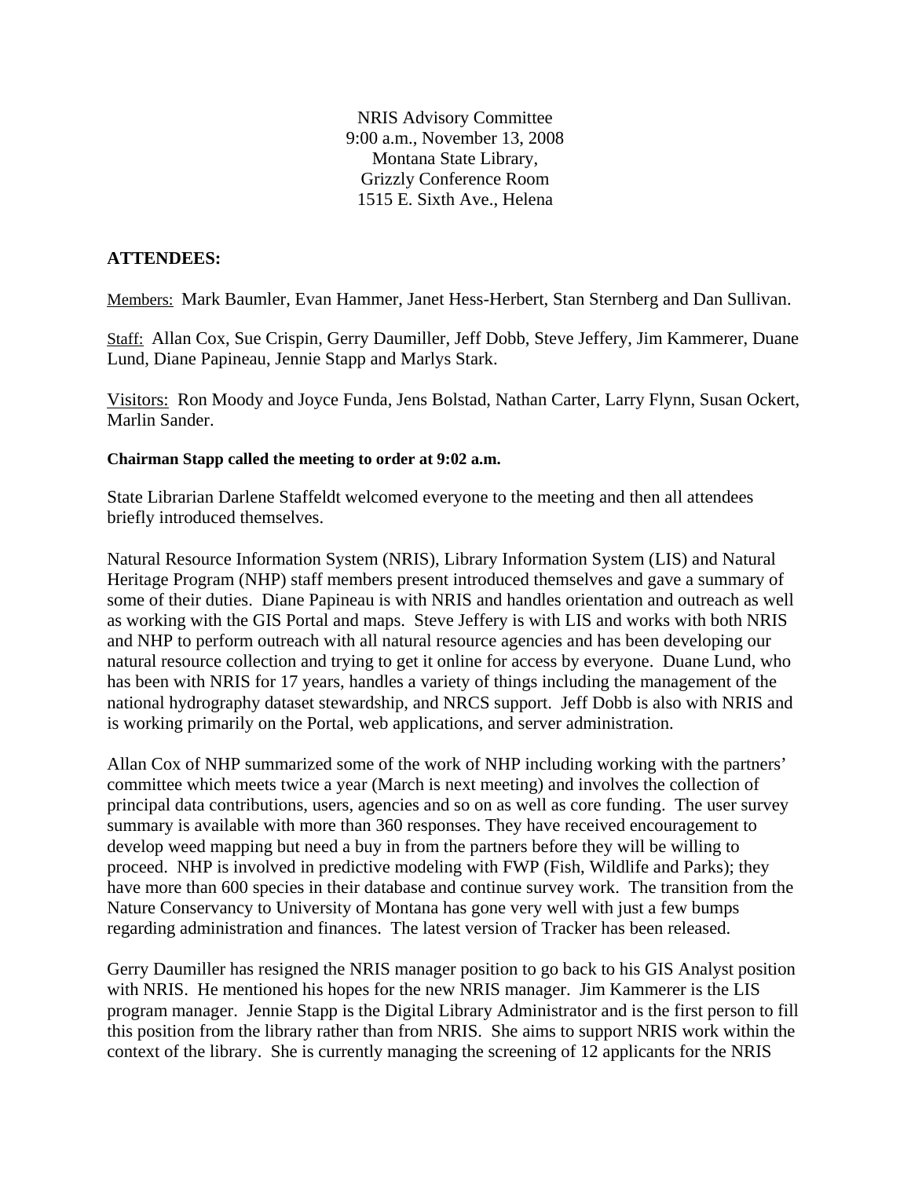NRIS Advisory Committee
9:00 a.m., November 13, 2008
Montana State Library,
Grizzly Conference Room
1515 E. Sixth Ave., Helena

**ATTENDEES:**

Members: Mark Baumler, Evan Hammer, Janet Hess-Herbert, Stan Sternberg and Dan Sullivan.

Staff: Allan Cox, Sue Crispin, Gerry Daumiller, Jeff Dobb, Steve Jeffery, Jim Kammerer, Duane Lund, Diane Papineau, Jennie Stapp and Marlys Stark.

Visitors: Ron Moody and Joyce Funda, Jens Bolstad, Nathan Carter, Larry Flynn, Susan Ockert, Marlin Sander.

**Chairman Stapp called the meeting to order at 9:02 a.m.**

State Librarian Darlene Staffeldt welcomed everyone to the meeting and then all attendees briefly introduced themselves.

Natural Resource Information System (NRIS), Library Information System (LIS) and Natural Heritage Program (NHP) staff members present introduced themselves and gave a summary of some of their duties. Diane Papineau is with NRIS and handles orientation and outreach as well as working with the GIS Portal and maps. Steve Jeffery is with LIS and works with both NRIS and NHP to perform outreach with all natural resource agencies and has been developing our natural resource collection and trying to get it online for access by everyone. Duane Lund, who has been with NRIS for 17 years, handles a variety of things including the management of the national hydrography dataset stewardship, and NRCS support. Jeff Dobb is also with NRIS and is working primarily on the Portal, web applications, and server administration.

Allan Cox of NHP summarized some of the work of NHP including working with the partners' committee which meets twice a year (March is next meeting) and involves the collection of principal data contributions, users, agencies and so on as well as core funding. The user survey summary is available with more than 360 responses. They have received encouragement to develop weed mapping but need a buy in from the partners before they will be willing to proceed. NHP is involved in predictive modeling with FWP (Fish, Wildlife and Parks); they have more than 600 species in their database and continue survey work. The transition from the Nature Conservancy to University of Montana has gone very well with just a few bumps regarding administration and finances. The latest version of Tracker has been released.

Gerry Daumiller has resigned the NRIS manager position to go back to his GIS Analyst position with NRIS. He mentioned his hopes for the new NRIS manager. Jim Kammerer is the LIS program manager. Jennie Stapp is the Digital Library Administrator and is the first person to fill this position from the library rather than from NRIS. She aims to support NRIS work within the context of the library. She is currently managing the screening of 12 applicants for the NRIS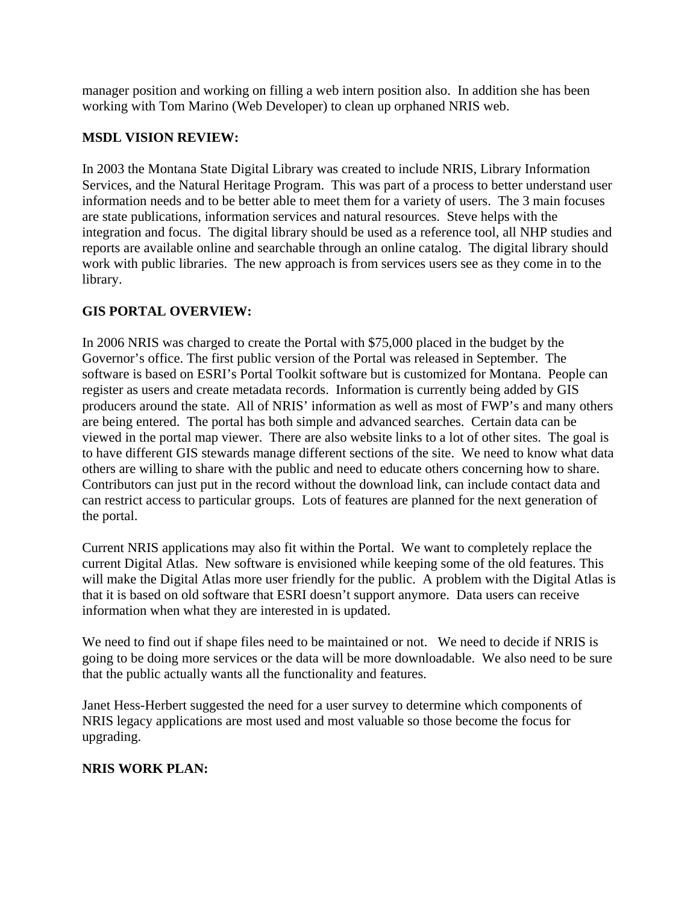manager position and working on filling a web intern position also. In addition she has been working with Tom Marino (Web Developer) to clean up orphaned NRIS web.

**MSDL VISION REVIEW:**

In 2003 the Montana State Digital Library was created to include NRIS, Library Information Services, and the Natural Heritage Program. This was part of a process to better understand user information needs and to be better able to meet them for a variety of users. The 3 main focuses are state publications, information services and natural resources. Steve helps with the integration and focus. The digital library should be used as a reference tool, all NHP studies and reports are available online and searchable through an online catalog. The digital library should work with public libraries. The new approach is from services users see as they come in to the library.

**GIS PORTAL OVERVIEW:**

In 2006 NRIS was charged to create the Portal with $75,000 placed in the budget by the Governor's office. The first public version of the Portal was released in September. The software is based on ESRI's Portal Toolkit software but is customized for Montana. People can register as users and create metadata records. Information is currently being added by GIS producers around the state. All of NRIS' information as well as most of FWP's and many others are being entered. The portal has both simple and advanced searches. Certain data can be viewed in the portal map viewer. There are also website links to a lot of other sites. The goal is to have different GIS stewards manage different sections of the site. We need to know what data others are willing to share with the public and need to educate others concerning how to share. Contributors can just put in the record without the download link, can include contact data and can restrict access to particular groups. Lots of features are planned for the next generation of the portal.

Current NRIS applications may also fit within the Portal. We want to completely replace the current Digital Atlas. New software is envisioned while keeping some of the old features. This will make the Digital Atlas more user friendly for the public. A problem with the Digital Atlas is that it is based on old software that ESRI doesn't support anymore. Data users can receive information when what they are interested in is updated.

We need to find out if shape files need to be maintained or not. We need to decide if NRIS is going to be doing more services or the data will be more downloadable. We also need to be sure that the public actually wants all the functionality and features.

Janet Hess-Herbert suggested the need for a user survey to determine which components of NRIS legacy applications are most used and most valuable so those become the focus for upgrading.

**NRIS WORK PLAN:**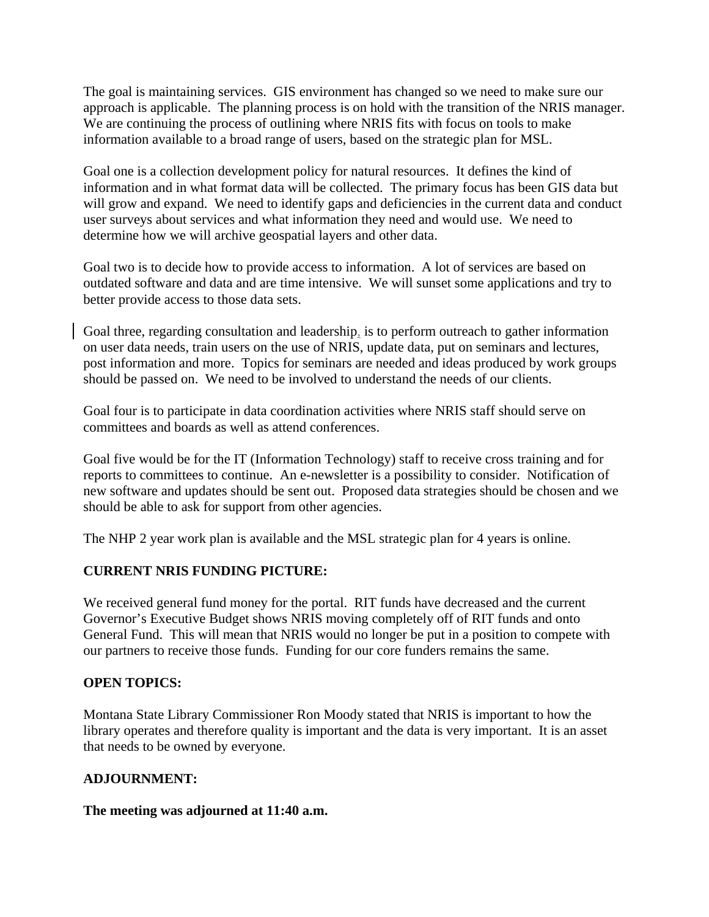The goal is maintaining services. GIS environment has changed so we need to make sure our approach is applicable. The planning process is on hold with the transition of the NRIS manager. We are continuing the process of outlining where NRIS fits with focus on tools to make information available to a broad range of users, based on the strategic plan for MSL.

Goal one is a collection development policy for natural resources. It defines the kind of information and in what format data will be collected. The primary focus has been GIS data but will grow and expand. We need to identify gaps and deficiencies in the current data and conduct user surveys about services and what information they need and would use. We need to determine how we will archive geospatial layers and other data.

Goal two is to decide how to provide access to information. A lot of services are based on outdated software and data and are time intensive. We will sunset some applications and try to better provide access to those data sets.

Goal three, regarding consultation and leadership, is to perform outreach to gather information on user data needs, train users on the use of NRIS, update data, put on seminars and lectures, post information and more. Topics for seminars are needed and ideas produced by work groups should be passed on. We need to be involved to understand the needs of our clients.

Goal four is to participate in data coordination activities where NRIS staff should serve on committees and boards as well as attend conferences.

Goal five would be for the IT (Information Technology) staff to receive cross training and for reports to committees to continue. An e-newsletter is a possibility to consider. Notification of new software and updates should be sent out. Proposed data strategies should be chosen and we should be able to ask for support from other agencies.

The NHP 2 year work plan is available and the MSL strategic plan for 4 years is online.

**CURRENT NRIS FUNDING PICTURE:**

We received general fund money for the portal. RIT funds have decreased and the current Governor's Executive Budget shows NRIS moving completely off of RIT funds and onto General Fund. This will mean that NRIS would no longer be put in a position to compete with our partners to receive those funds. Funding for our core funders remains the same.

**OPEN TOPICS:**

Montana State Library Commissioner Ron Moody stated that NRIS is important to how the library operates and therefore quality is important and the data is very important. It is an asset that needs to be owned by everyone.

**ADJOURNMENT:**

**The meeting was adjourned at 11:40 a.m.**